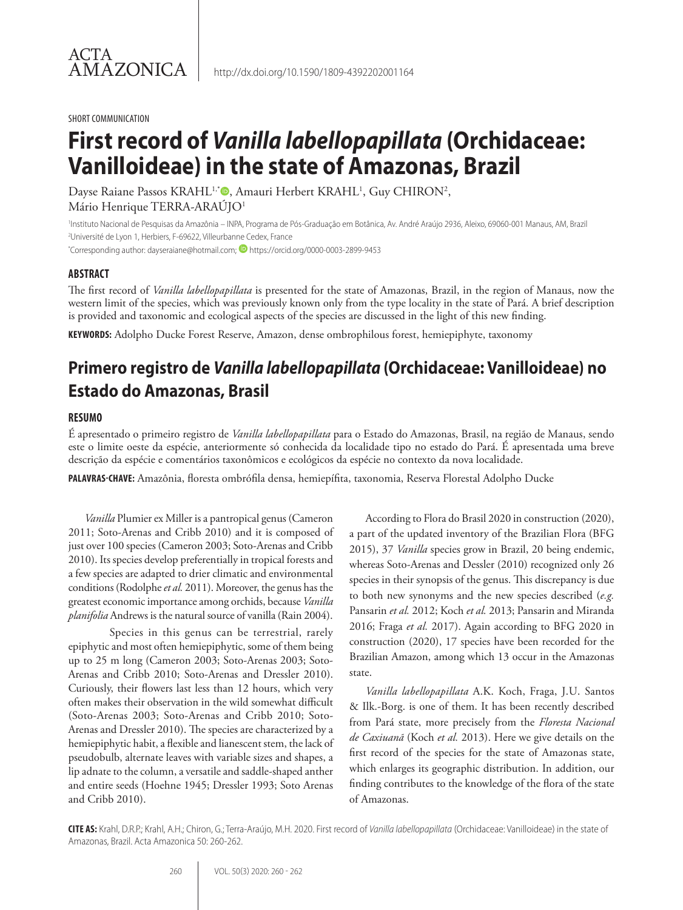SHORT COMMUNICATION

# First record of *Vanilla labellopapillata* (Orchidaceae: Vanilloideae) in the state of Amazonas, Brazil

Dayse Raiane Passos KRAHL[1,*], Amauri Herbert KRAHL[1], Guy CHIRON[2], Mário Henrique TERRA-ARAÚJO[1]

[1] Instituto Nacional de Pesquisas da Amazônia – INPA, Programa de Pós-Graduação em Botânica, Av. André Araújo 2936, Aleixo, 69060-001 Manaus, AM, Brazil
[2] Université de Lyon 1, Herbiers, F-69622, Villeurbanne Cedex, France
[*] Corresponding author: dayseraiane@hotmail.com; https://orcid.org/0000-0003-2899-9453

## ABSTRACT

The first record of *Vanilla labellopapillata* is presented for the state of Amazonas, Brazil, in the region of Manaus, now the western limit of the species, which was previously known only from the type locality in the state of Pará. A brief description is provided and taxonomic and ecological aspects of the species are discussed in the light of this new finding.

**KEYWORDS:** Adolpho Ducke Forest Reserve, Amazon, dense ombrophilous forest, hemiepiphyte, taxonomy

# Primero registro de *Vanilla labellopapillata* (Orchidaceae: Vanilloideae) no Estado do Amazonas, Brasil

## RESUMO

É apresentado o primeiro registro de *Vanilla labellopapillata* para o Estado do Amazonas, Brasil, na região de Manaus, sendo este o limite oeste da espécie, anteriormente só conhecida da localidade tipo no estado do Pará. É apresentada uma breve descrição da espécie e comentários taxonômicos e ecológicos da espécie no contexto da nova localidade.

**PALAVRAS-CHAVE:** Amazônia, floresta ombrófila densa, hemiepífita, taxonomia, Reserva Florestal Adolpho Ducke

*Vanilla* Plumier ex Miller is a pantropical genus (Cameron 2011; Soto-Arenas and Cribb 2010) and it is composed of just over 100 species (Cameron 2003; Soto-Arenas and Cribb 2010). Its species develop preferentially in tropical forests and a few species are adapted to drier climatic and environmental conditions (Rodolphe *et al.* 2011). Moreover, the genus has the greatest economic importance among orchids, because *Vanilla planifolia* Andrews is the natural source of vanilla (Rain 2004).

Species in this genus can be terrestrial, rarely epiphytic and most often hemiepiphytic, some of them being up to 25 m long (Cameron 2003; Soto-Arenas 2003; Soto-Arenas and Cribb 2010; Soto-Arenas and Dressler 2010). Curiously, their flowers last less than 12 hours, which very often makes their observation in the wild somewhat difficult (Soto-Arenas 2003; Soto-Arenas and Cribb 2010; Soto-Arenas and Dressler 2010). The species are characterized by a hemiepiphytic habit, a flexible and lianescent stem, the lack of pseudobulb, alternate leaves with variable sizes and shapes, a lip adnate to the column, a versatile and saddle-shaped anther and entire seeds (Hoehne 1945; Dressler 1993; Soto Arenas and Cribb 2010).

According to Flora do Brasil 2020 in construction (2020), a part of the updated inventory of the Brazilian Flora (BFG 2015), 37 *Vanilla* species grow in Brazil, 20 being endemic, whereas Soto-Arenas and Dessler (2010) recognized only 26 species in their synopsis of the genus. This discrepancy is due to both new synonyms and the new species described (*e.g.* Pansarin *et al.* 2012; Koch *et al.* 2013; Pansarin and Miranda 2016; Fraga *et al.* 2017). Again according to BFG 2020 in construction (2020), 17 species have been recorded for the Brazilian Amazon, among which 13 occur in the Amazonas state.

*Vanilla labellopapillata* A.K. Koch, Fraga, J.U. Santos & Ilk.-Borg. is one of them. It has been recently described from Pará state, more precisely from the *Floresta Nacional de Caxiuanã* (Koch *et al.* 2013). Here we give details on the first record of the species for the state of Amazonas state, which enlarges its geographic distribution. In addition, our finding contributes to the knowledge of the flora of the state of Amazonas.

**CITE AS:** Krahl, D.R.P.; Krahl, A.H.; Chiron, G.; Terra-Araújo, M.H. 2020. First record of *Vanilla labellopapillata* (Orchidaceae: Vanilloideae) in the state of Amazonas, Brazil. Acta Amazonica 50: 260-262.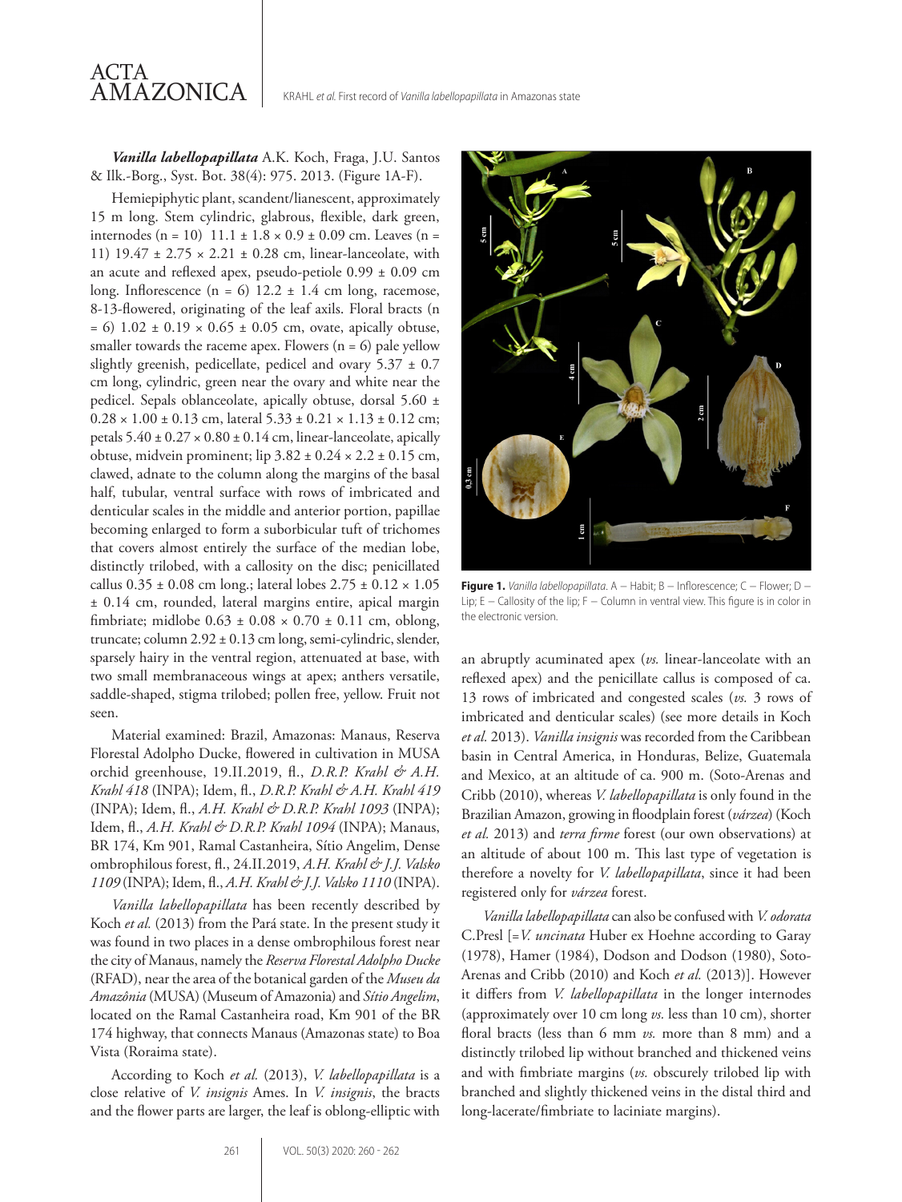***Vanilla labellopapillata*** A.K. Koch, Fraga, J.U. Santos & Ilk.-Borg., Syst. Bot. 38(4): 975. 2013. (Figure 1A-F).

Hemiepiphytic plant, scandent/lianescent, approximately 15 m long. Stem cylindric, glabrous, flexible, dark green, internodes (n = 10) 11.1 ± 1.8 × 0.9 ± 0.09 cm. Leaves (n = 11) 19.47 ± 2.75 × 2.21 ± 0.28 cm, linear-lanceolate, with an acute and reflexed apex, pseudo-petiole 0.99 ± 0.09 cm long. Inflorescence (n = 6) 12.2 ± 1.4 cm long, racemose, 8-13-flowered, originating of the leaf axils. Floral bracts (n = 6) 1.02 ± 0.19 × 0.65 ± 0.05 cm, ovate, apically obtuse, smaller towards the raceme apex. Flowers (n = 6) pale yellow slightly greenish, pedicellate, pedicel and ovary 5.37 ± 0.7 cm long, cylindric, green near the ovary and white near the pedicel. Sepals oblanceolate, apically obtuse, dorsal 5.60 ± 0.28 × 1.00 ± 0.13 cm, lateral 5.33 ± 0.21 × 1.13 ± 0.12 cm; petals 5.40 ± 0.27 × 0.80 ± 0.14 cm, linear-lanceolate, apically obtuse, midvein prominent; lip 3.82 ± 0.24 × 2.2 ± 0.15 cm, clawed, adnate to the column along the margins of the basal half, tubular, ventral surface with rows of imbricated and denticular scales in the middle and anterior portion, papillae becoming enlarged to form a suborbicular tuft of trichomes that covers almost entirely the surface of the median lobe, distinctly trilobed, with a callosity on the disc; penicillated callus 0.35 ± 0.08 cm long.; lateral lobes 2.75 ± 0.12 × 1.05 ± 0.14 cm, rounded, lateral margins entire, apical margin fimbriate; midlobe 0.63 ± 0.08 × 0.70 ± 0.11 cm, oblong, truncate; column 2.92 ± 0.13 cm long, semi-cylindric, slender, sparsely hairy in the ventral region, attenuated at base, with two small membranaceous wings at apex; anthers versatile, saddle-shaped, stigma trilobed; pollen free, yellow. Fruit not seen.

Material examined: Brazil, Amazonas: Manaus, Reserva Florestal Adolpho Ducke, flowered in cultivation in MUSA orchid greenhouse, 19.II.2019, fl., *D.R.P. Krahl & A.H. Krahl 418* (INPA); Idem, fl., *D.R.P. Krahl & A.H. Krahl 419* (INPA); Idem, fl., *A.H. Krahl & D.R.P. Krahl 1093* (INPA); Idem, fl., *A.H. Krahl & D.R.P. Krahl 1094* (INPA); Manaus, BR 174, Km 901, Ramal Castanheira, Sítio Angelim, Dense ombrophilous forest, fl., 24.II.2019, *A.H. Krahl & J.J. Valsko 1109* (INPA); Idem, fl., *A.H. Krahl & J.J. Valsko 1110* (INPA).

*Vanilla labellopapillata* has been recently described by Koch *et al.* (2013) from the Pará state. In the present study it was found in two places in a dense ombrophilous forest near the city of Manaus, namely the *Reserva Florestal Adolpho Ducke* (RFAD), near the area of the botanical garden of the *Museu da Amazônia* (MUSA) (Museum of Amazonia) and *Sítio Angelim*, located on the Ramal Castanheira road, Km 901 of the BR 174 highway, that connects Manaus (Amazonas state) to Boa Vista (Roraima state).

According to Koch *et al.* (2013), *V. labellopapillata* is a close relative of *V. insignis* Ames. In *V. insignis*, the bracts and the flower parts are larger, the leaf is oblong-elliptic with an abruptly acuminated apex (*vs.* linear-lanceolate with an reflexed apex) and the penicillate callus is composed of ca. 13 rows of imbricated and congested scales (*vs.* 3 rows of imbricated and denticular scales) (see more details in Koch *et al.* 2013). *Vanilla insignis* was recorded from the Caribbean basin in Central America, in Honduras, Belize, Guatemala and Mexico, at an altitude of ca. 900 m. (Soto-Arenas and Cribb (2010), whereas *V. labellopapillata* is only found in the Brazilian Amazon, growing in floodplain forest (*várzea*) (Koch *et al.* 2013) and *terra firme* forest (our own observations) at an altitude of about 100 m. This last type of vegetation is therefore a novelty for *V. labellopapillata*, since it had been registered only for *várzea* forest.

*Vanilla labellopapillata* can also be confused with *V. odorata* C.Presl [=*V. uncinata* Huber ex Hoehne according to Garay (1978), Hamer (1984), Dodson and Dodson (1980), Soto-Arenas and Cribb (2010) and Koch *et al.* (2013)]. However it differs from *V. labellopapillata* in the longer internodes (approximately over 10 cm long *vs.* less than 10 cm), shorter floral bracts (less than 6 mm *vs.* more than 8 mm) and a distinctly trilobed lip without branched and thickened veins and with fimbriate margins (*vs.* obscurely trilobed lip with branched and slightly thickened veins in the distal third and long-lacerate/fimbriate to laciniate margins).

**Figure 1.** *Vanilla labellopapillata*. A – Habit; B – Inflorescence; C – Flower; D – Lip; E – Callosity of the lip; F – Column in ventral view. This figure is in color in the electronic version.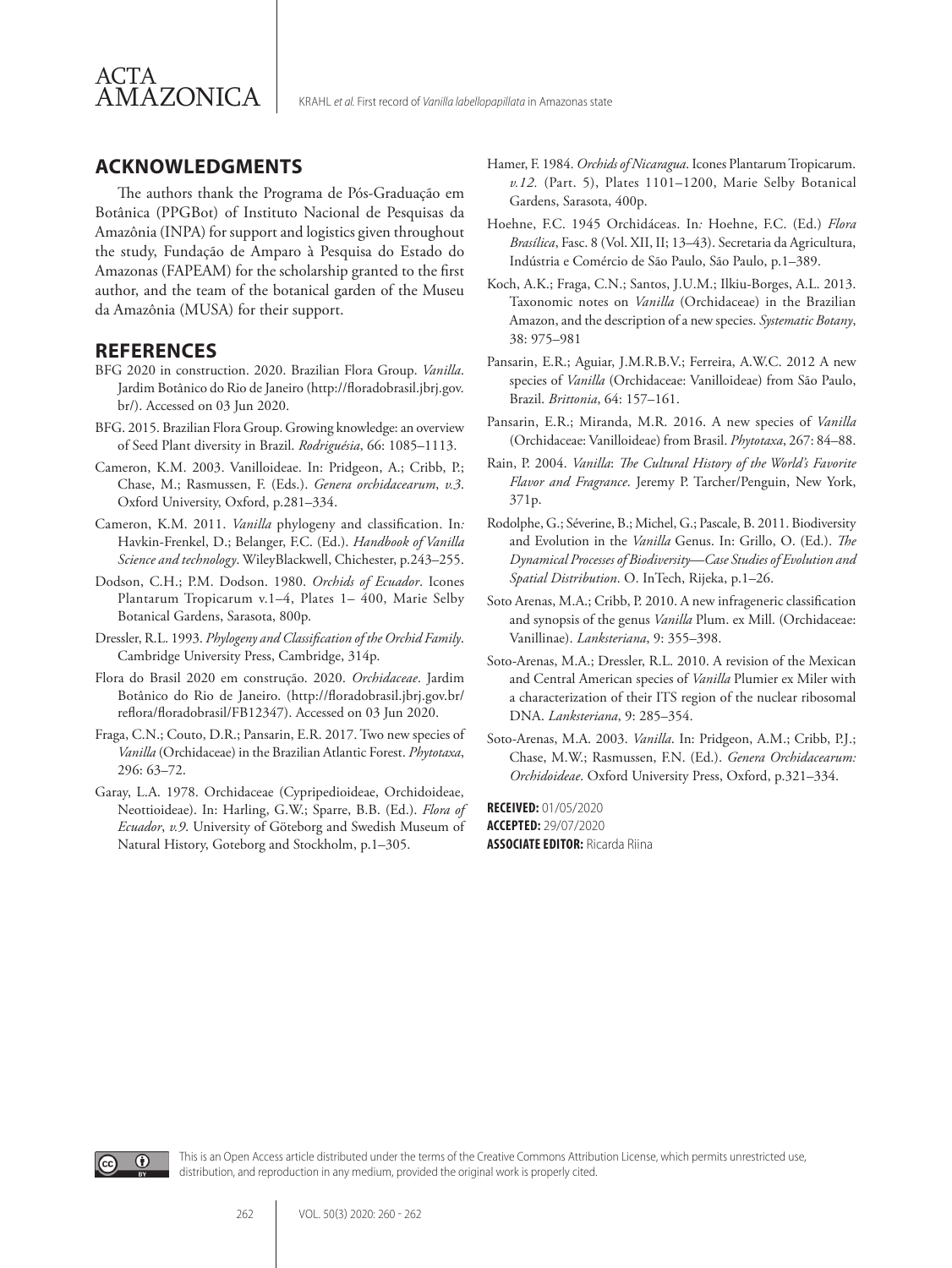## ACKNOWLEDGMENTS

The authors thank the Programa de Pós-Graduação em Botânica (PPGBot) of Instituto Nacional de Pesquisas da Amazônia (INPA) for support and logistics given throughout the study, Fundação de Amparo à Pesquisa do Estado do Amazonas (FAPEAM) for the scholarship granted to the first author, and the team of the botanical garden of the Museu da Amazônia (MUSA) for their support.

## REFERENCES

BFG 2020 in construction. 2020. Brazilian Flora Group. *Vanilla*. Jardim Botânico do Rio de Janeiro (http://floradobrasil.jbrj.gov.br/). Accessed on 03 Jun 2020.

BFG. 2015. Brazilian Flora Group. Growing knowledge: an overview of Seed Plant diversity in Brazil. *Rodriguésia*, 66: 1085–1113.

Cameron, K.M. 2003. Vanilloideae. In: Pridgeon, A.; Cribb, P.; Chase, M.; Rasmussen, F. (Eds.). *Genera orchidacearum*, *v.3*. Oxford University, Oxford, p.281–334.

Cameron, K.M. 2011. *Vanilla* phylogeny and classification. In*:* Havkin-Frenkel, D.; Belanger, F.C. (Ed.). *Handbook of Vanilla Science and technology*. WileyBlackwell, Chichester, p.243–255.

Dodson, C.H.; P.M. Dodson. 1980. *Orchids of Ecuador*. Icones Plantarum Tropicarum v.1–4, Plates 1– 400, Marie Selby Botanical Gardens, Sarasota, 800p.

Dressler, R.L. 1993. *Phylogeny and Classification of the Orchid Family*. Cambridge University Press, Cambridge, 314p.

Flora do Brasil 2020 em construção. 2020. *Orchidaceae*. Jardim Botânico do Rio de Janeiro. (http://floradobrasil.jbrj.gov.br/reflora/floradobrasil/FB12347). Accessed on 03 Jun 2020.

Fraga, C.N.; Couto, D.R.; Pansarin, E.R. 2017. Two new species of *Vanilla* (Orchidaceae) in the Brazilian Atlantic Forest. *Phytotaxa*, 296: 63–72.

Garay, L.A. 1978. Orchidaceae (Cypripedioideae, Orchidoideae, Neottioideae). In: Harling, G.W.; Sparre, B.B. (Ed.). *Flora of Ecuador*, *v.9*. University of Göteborg and Swedish Museum of Natural History, Goteborg and Stockholm, p.1–305.

Hamer, F. 1984. *Orchids of Nicaragua*. Icones Plantarum Tropicarum. *v.12.* (Part. 5), Plates 1101–1200, Marie Selby Botanical Gardens, Sarasota, 400p.

Hoehne, F.C. 1945 Orchidáceas. In*:* Hoehne, F.C. (Ed.) *Flora Brasílica*, Fasc. 8 (Vol. XII, II; 13–43). Secretaria da Agricultura, Indústria e Comércio de São Paulo, São Paulo, p.1–389.

Koch, A.K.; Fraga, C.N.; Santos, J.U.M.; Ilkiu-Borges, A.L. 2013. Taxonomic notes on *Vanilla* (Orchidaceae) in the Brazilian Amazon, and the description of a new species. *Systematic Botany*, 38: 975–981

Pansarin, E.R.; Aguiar, J.M.R.B.V.; Ferreira, A.W.C. 2012 A new species of *Vanilla* (Orchidaceae: Vanilloideae) from São Paulo, Brazil. *Brittonia*, 64: 157–161.

Pansarin, E.R.; Miranda, M.R. 2016. A new species of *Vanilla* (Orchidaceae: Vanilloideae) from Brasil. *Phytotaxa*, 267: 84–88.

Rain, P. 2004. *Vanilla*: *The Cultural History of the World's Favorite Flavor and Fragrance*. Jeremy P. Tarcher/Penguin, New York, 371p.

Rodolphe, G.; Séverine, B.; Michel, G.; Pascale, B. 2011. Biodiversity and Evolution in the *Vanilla* Genus. In: Grillo, O. (Ed.). *The Dynamical Processes of Biodiversity—Case Studies of Evolution and Spatial Distribution*. O. InTech, Rijeka, p.1–26.

Soto Arenas, M.A.; Cribb, P. 2010. A new infrageneric classification and synopsis of the genus *Vanilla* Plum. ex Mill. (Orchidaceae: Vanillinae). *Lanksteriana*, 9: 355–398.

Soto-Arenas, M.A.; Dressler, R.L. 2010. A revision of the Mexican and Central American species of *Vanilla* Plumier ex Miler with a characterization of their ITS region of the nuclear ribosomal DNA. *Lanksteriana*, 9: 285–354.

Soto-Arenas, M.A. 2003. *Vanilla*. In: Pridgeon, A.M.; Cribb, P.J.; Chase, M.W.; Rasmussen, F.N. (Ed.). *Genera Orchidacearum: Orchidoideae*. Oxford University Press, Oxford, p.321–334.

**RECEIVED:** 01/05/2020
**ACCEPTED:** 29/07/2020
**ASSOCIATE EDITOR:** Ricarda Riina

This is an Open Access article distributed under the terms of the Creative Commons Attribution License, which permits unrestricted use, distribution, and reproduction in any medium, provided the original work is properly cited.